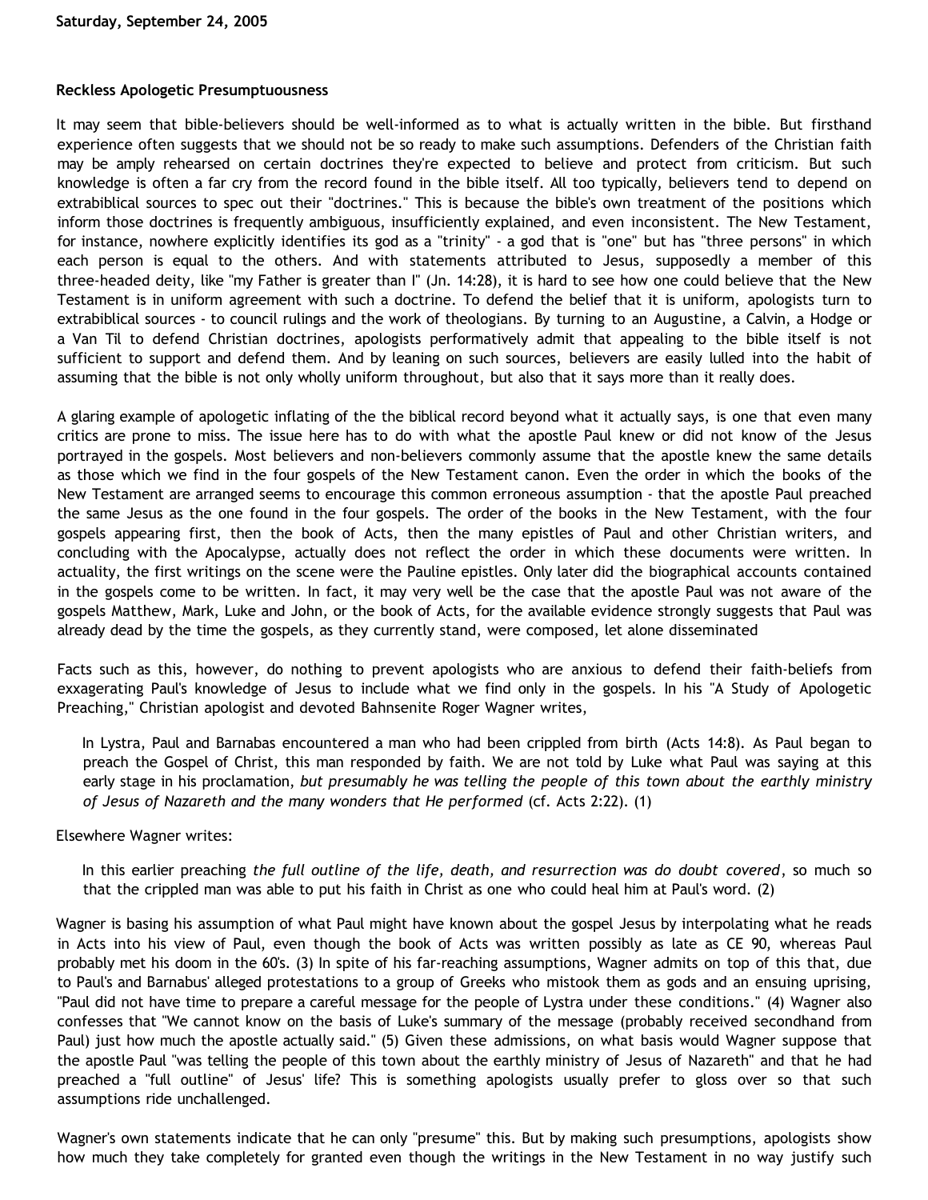Saturday, September 24, 2005

## Reckless Apologetic Presumptuousness

It may seem that bible-believers should be well-informed as to what is actually written in the bible. But firsthand experience often suggests that we should not be so ready to make such assumptions. Defenders of the Christian faith may be amply rehearsed on certain doctrines they're expected to believe and protect from criticism. But such knowledge is often a far cry from the record found in the bible itself. All too typically, believers tend to depend on extrabiblical sources to spec out their "doctrines." This is because the bible's own treatment of the positions which inform those doctrines is frequently ambiguous, insufficiently explained, and even inconsistent. The New Testament, for instance, nowhere explicitly identifies its god as a "trinity" - a god that is "one" but has "three persons" in which each person is equal to the others. And with statements attributed to Jesus, supposedly a member of this three-headed deity, like "my Father is greater than I" (Jn. 14:28), it is hard to see how one could believe that the New Testament is in uniform agreement with such a doctrine. To defend the belief that it is uniform, apologists turn to extrabiblical sources - to council rulings and the work of theologians. By turning to an Augustine, a Calvin, a Hodge or a Van Til to defend Christian doctrines, apologists performatively admit that appealing to the bible itself is not sufficient to support and defend them. And by leaning on such sources, believers are easily lulled into the habit of assuming that the bible is not only wholly uniform throughout, but also that it says more than it really does.

A glaring example of apologetic inflating of the the biblical record beyond what it actually says, is one that even many critics are prone to miss. The issue here has to do with what the apostle Paul knew or did not know of the Jesus portrayed in the gospels. Most believers and non-believers commonly assume that the apostle knew the same details as those which we find in the four gospels of the New Testament canon. Even the order in which the books of the New Testament are arranged seems to encourage this common erroneous assumption - that the apostle Paul preached the same Jesus as the one found in the four gospels. The order of the books in the New Testament, with the four gospels appearing first, then the book of Acts, then the many epistles of Paul and other Christian writers, and concluding with the Apocalypse, actually does not reflect the order in which these documents were written. In actuality, the first writings on the scene were the Pauline epistles. Only later did the biographical accounts contained in the gospels come to be written. In fact, it may very well be the case that the apostle Paul was not aware of the gospels Matthew, Mark, Luke and John, or the book of Acts, for the available evidence strongly suggests that Paul was already dead by the time the gospels, as they currently stand, were composed, let alone disseminated

Facts such as this, however, do nothing to prevent apologists who are anxious to defend their faith-beliefs from exxagerating Paul's knowledge of Jesus to include what we find only in the gospels. In his "A Study of Apologetic Preaching," Christian apologist and devoted Bahnsenite Roger Wagner writes,

> In Lystra, Paul and Barnabas encountered a man who had been crippled from birth (Acts 14:8). As Paul began to preach the Gospel of Christ, this man responded by faith. We are not told by Luke what Paul was saying at this early stage in his proclamation, *but presumably he was telling the people of this town about the earthly ministry of Jesus of Nazareth and the many wonders that He performed* (cf. Acts 2:22). (1)

Elsewhere Wagner writes:

> In this earlier preaching *the full outline of the life, death, and resurrection was do doubt covered*, so much so that the crippled man was able to put his faith in Christ as one who could heal him at Paul's word. (2)

Wagner is basing his assumption of what Paul might have known about the gospel Jesus by interpolating what he reads in Acts into his view of Paul, even though the book of Acts was written possibly as late as CE 90, whereas Paul probably met his doom in the 60's. (3) In spite of his far-reaching assumptions, Wagner admits on top of this that, due to Paul's and Barnabus' alleged protestations to a group of Greeks who mistook them as gods and an ensuing uprising, "Paul did not have time to prepare a careful message for the people of Lystra under these conditions." (4) Wagner also confesses that "We cannot know on the basis of Luke's summary of the message (probably received secondhand from Paul) just how much the apostle actually said." (5) Given these admissions, on what basis would Wagner suppose that the apostle Paul "was telling the people of this town about the earthly ministry of Jesus of Nazareth" and that he had preached a "full outline" of Jesus' life? This is something apologists usually prefer to gloss over so that such assumptions ride unchallenged.

Wagner's own statements indicate that he can only "presume" this. But by making such presumptions, apologists show how much they take completely for granted even though the writings in the New Testament in no way justify such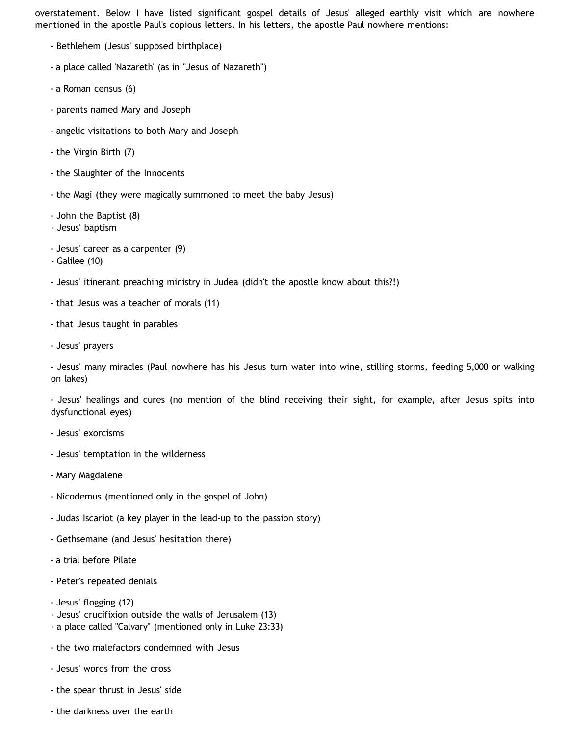overstatement. Below I have listed significant gospel details of Jesus' alleged earthly visit which are nowhere mentioned in the apostle Paul's copious letters. In his letters, the apostle Paul nowhere mentions:

- Bethlehem (Jesus' supposed birthplace)

- a place called 'Nazareth' (as in "Jesus of Nazareth")

- a Roman census (6)

- parents named Mary and Joseph

- angelic visitations to both Mary and Joseph

- the Virgin Birth (7)

- the Slaughter of the Innocents

- the Magi (they were magically summoned to meet the baby Jesus)

- John the Baptist (8)
- Jesus' baptism

- Jesus' career as a carpenter (9)
- Galilee (10)

- Jesus' itinerant preaching ministry in Judea (didn't the apostle know about this?!)

- that Jesus was a teacher of morals (11)

- that Jesus taught in parables

- Jesus' prayers

- Jesus' many miracles (Paul nowhere has his Jesus turn water into wine, stilling storms, feeding 5,000 or walking on lakes)

- Jesus' healings and cures (no mention of the blind receiving their sight, for example, after Jesus spits into dysfunctional eyes)

- Jesus' exorcisms

- Jesus' temptation in the wilderness

- Mary Magdalene

- Nicodemus (mentioned only in the gospel of John)

- Judas Iscariot (a key player in the lead-up to the passion story)

- Gethsemane (and Jesus' hesitation there)

- a trial before Pilate

- Peter's repeated denials

- Jesus' flogging (12)
- Jesus' crucifixion outside the walls of Jerusalem (13)
- a place called "Calvary" (mentioned only in Luke 23:33)

- the two malefactors condemned with Jesus

- Jesus' words from the cross

- the spear thrust in Jesus' side

- the darkness over the earth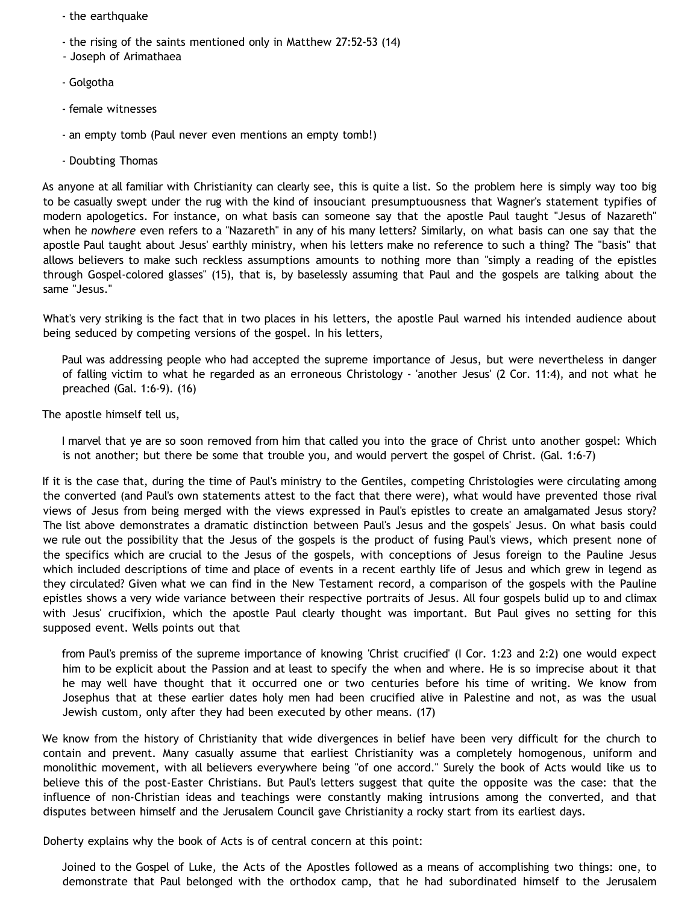- the earthquake

- the rising of the saints mentioned only in Matthew 27:52-53 (14)
- Joseph of Arimathaea

- Golgotha

- female witnesses

- an empty tomb (Paul never even mentions an empty tomb!)

- Doubting Thomas

As anyone at all familiar with Christianity can clearly see, this is quite a list. So the problem here is simply way too big to be casually swept under the rug with the kind of insouciant presumptuousness that Wagner's statement typifies of modern apologetics. For instance, on what basis can someone say that the apostle Paul taught "Jesus of Nazareth" when he *nowhere* even refers to a "Nazareth" in any of his many letters? Similarly, on what basis can one say that the apostle Paul taught about Jesus' earthly ministry, when his letters make no reference to such a thing? The "basis" that allows believers to make such reckless assumptions amounts to nothing more than "simply a reading of the epistles through Gospel-colored glasses" (15), that is, by baselessly assuming that Paul and the gospels are talking about the same "Jesus."

What's very striking is the fact that in two places in his letters, the apostle Paul warned his intended audience about being seduced by competing versions of the gospel. In his letters,

> Paul was addressing people who had accepted the supreme importance of Jesus, but were nevertheless in danger of falling victim to what he regarded as an erroneous Christology - 'another Jesus' (2 Cor. 11:4), and not what he preached (Gal. 1:6-9). (16)

The apostle himself tell us,

> I marvel that ye are so soon removed from him that called you into the grace of Christ unto another gospel: Which is not another; but there be some that trouble you, and would pervert the gospel of Christ. (Gal. 1:6-7)

If it is the case that, during the time of Paul's ministry to the Gentiles, competing Christologies were circulating among the converted (and Paul's own statements attest to the fact that there were), what would have prevented those rival views of Jesus from being merged with the views expressed in Paul's epistles to create an amalgamated Jesus story? The list above demonstrates a dramatic distinction between Paul's Jesus and the gospels' Jesus. On what basis could we rule out the possibility that the Jesus of the gospels is the product of fusing Paul's views, which present none of the specifics which are crucial to the Jesus of the gospels, with conceptions of Jesus foreign to the Pauline Jesus which included descriptions of time and place of events in a recent earthly life of Jesus and which grew in legend as they circulated? Given what we can find in the New Testament record, a comparison of the gospels with the Pauline epistles shows a very wide variance between their respective portraits of Jesus. All four gospels bulid up to and climax with Jesus' crucifixion, which the apostle Paul clearly thought was important. But Paul gives no setting for this supposed event. Wells points out that

> from Paul's premiss of the supreme importance of knowing 'Christ crucified' (I Cor. 1:23 and 2:2) one would expect him to be explicit about the Passion and at least to specify the when and where. He is so imprecise about it that he may well have thought that it occurred one or two centuries before his time of writing. We know from Josephus that at these earlier dates holy men had been crucified alive in Palestine and not, as was the usual Jewish custom, only after they had been executed by other means. (17)

We know from the history of Christianity that wide divergences in belief have been very difficult for the church to contain and prevent. Many casually assume that earliest Christianity was a completely homogenous, uniform and monolithic movement, with all believers everywhere being "of one accord." Surely the book of Acts would like us to believe this of the post-Easter Christians. But Paul's letters suggest that quite the opposite was the case: that the influence of non-Christian ideas and teachings were constantly making intrusions among the converted, and that disputes between himself and the Jerusalem Council gave Christianity a rocky start from its earliest days.

Doherty explains why the book of Acts is of central concern at this point:

> Joined to the Gospel of Luke, the Acts of the Apostles followed as a means of accomplishing two things: one, to demonstrate that Paul belonged with the orthodox camp, that he had subordinated himself to the Jerusalem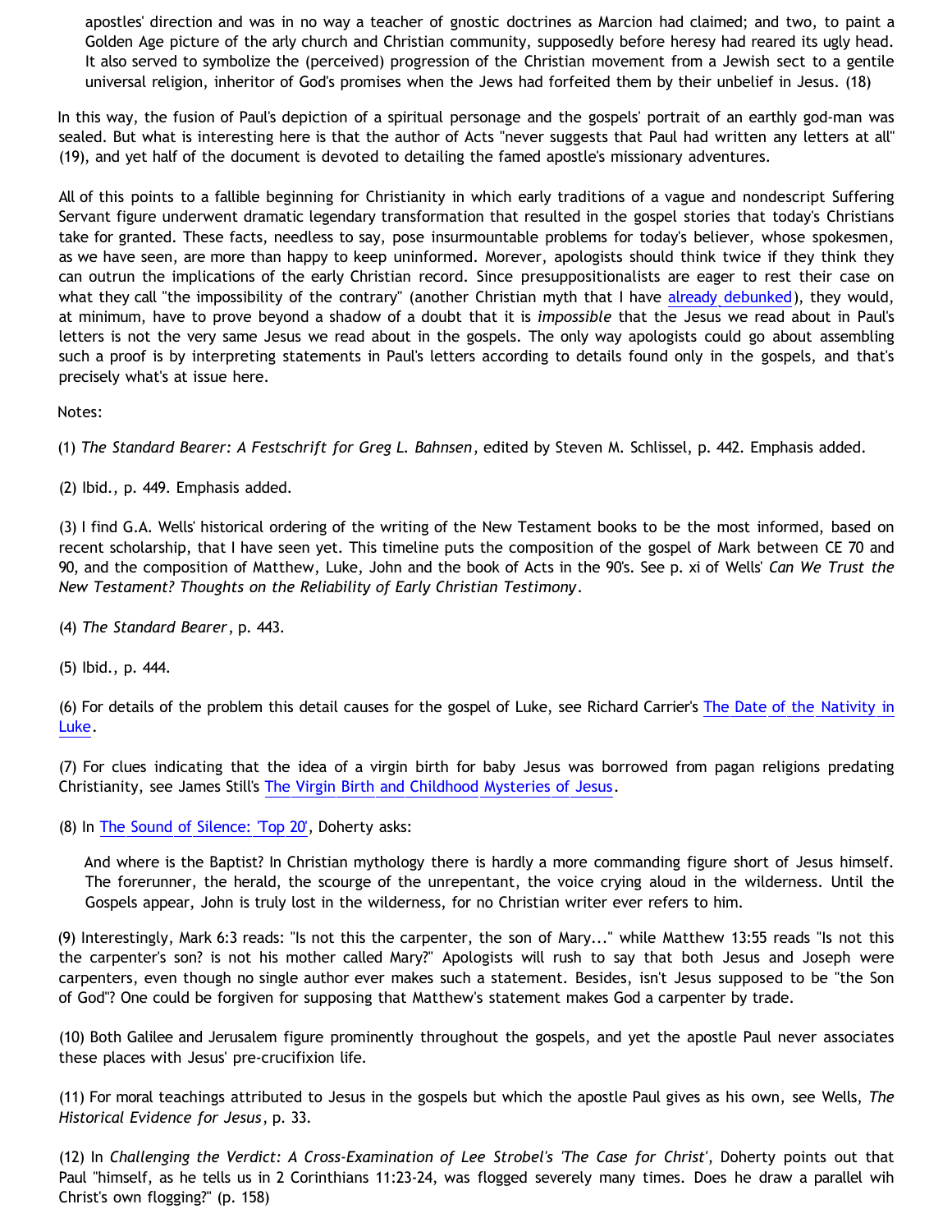> apostles' direction and was in no way a teacher of gnostic doctrines as Marcion had claimed; and two, to paint a Golden Age picture of the arly church and Christian community, supposedly before heresy had reared its ugly head. It also served to symbolize the (perceived) progression of the Christian movement from a Jewish sect to a gentile universal religion, inheritor of God's promises when the Jews had forfeited them by their unbelief in Jesus. (18)

In this way, the fusion of Paul's depiction of a spiritual personage and the gospels' portrait of an earthly god-man was sealed. But what is interesting here is that the author of Acts "never suggests that Paul had written any letters at all" (19), and yet half of the document is devoted to detailing the famed apostle's missionary adventures.

All of this points to a fallible beginning for Christianity in which early traditions of a vague and nondescript Suffering Servant figure underwent dramatic legendary transformation that resulted in the gospel stories that today's Christians take for granted. These facts, needless to say, pose insurmountable problems for today's believer, whose spokesmen, as we have seen, are more than happy to keep uninformed. Morever, apologists should think twice if they think they can outrun the implications of the early Christian record. Since presuppositionalists are eager to rest their case on what they call "the impossibility of the contrary" (another Christian myth that I have already debunked), they would, at minimum, have to prove beyond a shadow of a doubt that it is *impossible* that the Jesus we read about in Paul's letters is not the very same Jesus we read about in the gospels. The only way apologists could go about assembling such a proof is by interpreting statements in Paul's letters according to details found only in the gospels, and that's precisely what's at issue here.

Notes:

(1) *The Standard Bearer: A Festschrift for Greg L. Bahnsen*, edited by Steven M. Schlissel, p. 442. Emphasis added.

(2) Ibid., p. 449. Emphasis added.

(3) I find G.A. Wells' historical ordering of the writing of the New Testament books to be the most informed, based on recent scholarship, that I have seen yet. This timeline puts the composition of the gospel of Mark between CE 70 and 90, and the composition of Matthew, Luke, John and the book of Acts in the 90's. See p. xi of Wells' *Can We Trust the New Testament? Thoughts on the Reliability of Early Christian Testimony*.

(4) *The Standard Bearer*, p. 443.

(5) Ibid., p. 444.

(6) For details of the problem this detail causes for the gospel of Luke, see Richard Carrier's The Date of the Nativity in Luke.

(7) For clues indicating that the idea of a virgin birth for baby Jesus was borrowed from pagan religions predating Christianity, see James Still's The Virgin Birth and Childhood Mysteries of Jesus.

(8) In The Sound of Silence: 'Top 20', Doherty asks:

> And where is the Baptist? In Christian mythology there is hardly a more commanding figure short of Jesus himself. The forerunner, the herald, the scourge of the unrepentant, the voice crying aloud in the wilderness. Until the Gospels appear, John is truly lost in the wilderness, for no Christian writer ever refers to him.

(9) Interestingly, Mark 6:3 reads: "Is not this the carpenter, the son of Mary..." while Matthew 13:55 reads "Is not this the carpenter's son? is not his mother called Mary?" Apologists will rush to say that both Jesus and Joseph were carpenters, even though no single author ever makes such a statement. Besides, isn't Jesus supposed to be "the Son of God"? One could be forgiven for supposing that Matthew's statement makes God a carpenter by trade.

(10) Both Galilee and Jerusalem figure prominently throughout the gospels, and yet the apostle Paul never associates these places with Jesus' pre-crucifixion life.

(11) For moral teachings attributed to Jesus in the gospels but which the apostle Paul gives as his own, see Wells, *The Historical Evidence for Jesus*, p. 33.

(12) In *Challenging the Verdict: A Cross-Examination of Lee Strobel's 'The Case for Christ'*, Doherty points out that Paul "himself, as he tells us in 2 Corinthians 11:23-24, was flogged severely many times. Does he draw a parallel wih Christ's own flogging?" (p. 158)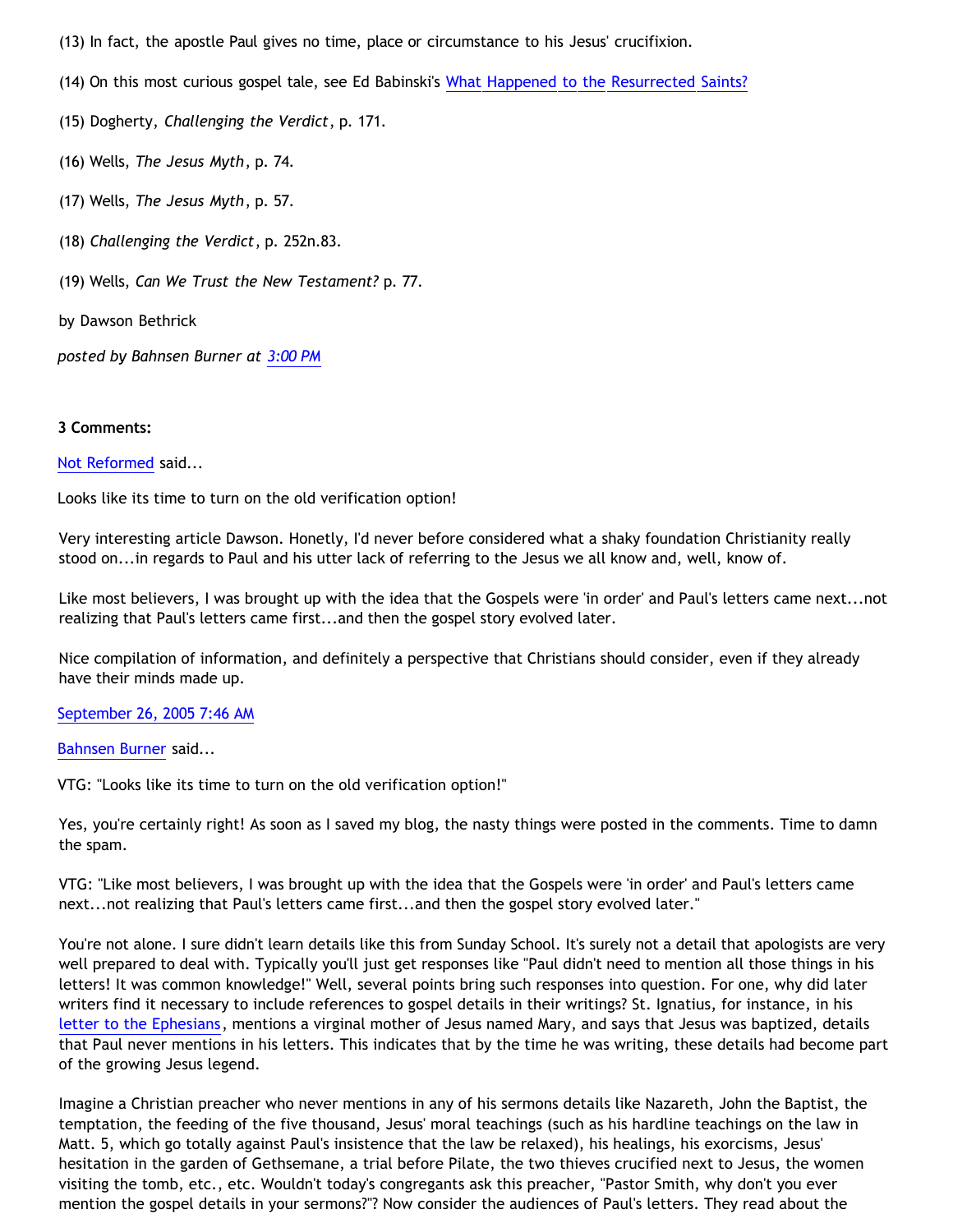(13) In fact, the apostle Paul gives no time, place or circumstance to his Jesus' crucifixion.

(14) On this most curious gospel tale, see Ed Babinski's [What Happened to the Resurrected Saints?]

(15) Dogherty, *Challenging the Verdict*, p. 171.

(16) Wells, *The Jesus Myth*, p. 74.

(17) Wells, *The Jesus Myth*, p. 57.

(18) *Challenging the Verdict*, p. 252n.83.

(19) Wells, *Can We Trust the New Testament?* p. 77.

by Dawson Bethrick

*posted by Bahnsen Burner at 3:00 PM*

**3 Comments:**

Not Reformed said...

Looks like its time to turn on the old verification option!

Very interesting article Dawson. Honetly, I'd never before considered what a shaky foundation Christianity really stood on...in regards to Paul and his utter lack of referring to the Jesus we all know and, well, know of.

Like most believers, I was brought up with the idea that the Gospels were 'in order' and Paul's letters came next...not realizing that Paul's letters came first...and then the gospel story evolved later.

Nice compilation of information, and definitely a perspective that Christians should consider, even if they already have their minds made up.

September 26, 2005 7:46 AM

Bahnsen Burner said...

VTG: "Looks like its time to turn on the old verification option!"

Yes, you're certainly right! As soon as I saved my blog, the nasty things were posted in the comments. Time to damn the spam.

VTG: "Like most believers, I was brought up with the idea that the Gospels were 'in order' and Paul's letters came next...not realizing that Paul's letters came first...and then the gospel story evolved later."

You're not alone. I sure didn't learn details like this from Sunday School. It's surely not a detail that apologists are very well prepared to deal with. Typically you'll just get responses like "Paul didn't need to mention all those things in his letters! It was common knowledge!" Well, several points bring such responses into question. For one, why did later writers find it necessary to include references to gospel details in their writings? St. Ignatius, for instance, in his letter to the Ephesians, mentions a virginal mother of Jesus named Mary, and says that Jesus was baptized, details that Paul never mentions in his letters. This indicates that by the time he was writing, these details had become part of the growing Jesus legend.

Imagine a Christian preacher who never mentions in any of his sermons details like Nazareth, John the Baptist, the temptation, the feeding of the five thousand, Jesus' moral teachings (such as his hardline teachings on the law in Matt. 5, which go totally against Paul's insistence that the law be relaxed), his healings, his exorcisms, Jesus' hesitation in the garden of Gethsemane, a trial before Pilate, the two thieves crucified next to Jesus, the women visiting the tomb, etc., etc. Wouldn't today's congregants ask this preacher, "Pastor Smith, why don't you ever mention the gospel details in your sermons?"? Now consider the audiences of Paul's letters. They read about the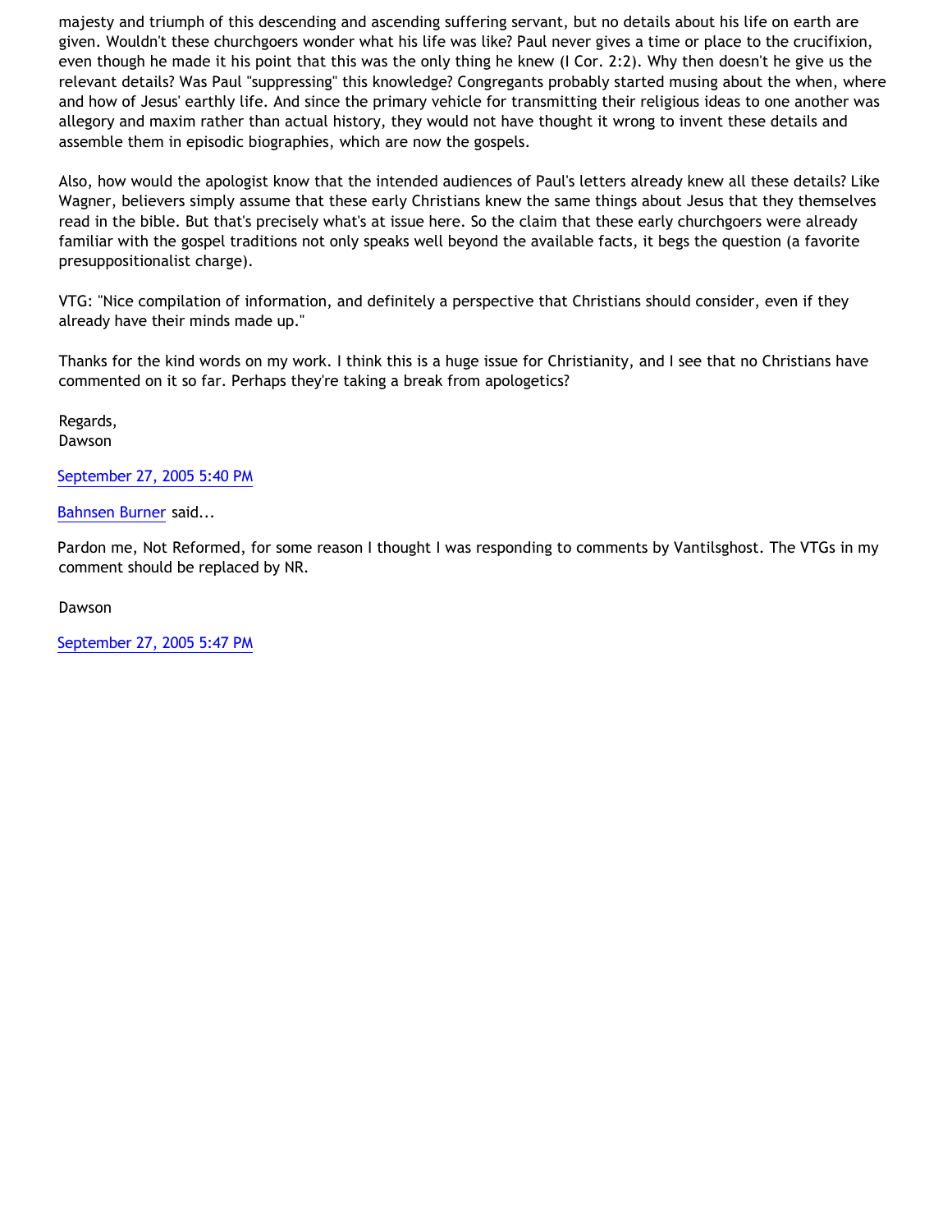majesty and triumph of this descending and ascending suffering servant, but no details about his life on earth are given. Wouldn't these churchgoers wonder what his life was like? Paul never gives a time or place to the crucifixion, even though he made it his point that this was the only thing he knew (I Cor. 2:2). Why then doesn't he give us the relevant details? Was Paul "suppressing" this knowledge? Congregants probably started musing about the when, where and how of Jesus' earthly life. And since the primary vehicle for transmitting their religious ideas to one another was allegory and maxim rather than actual history, they would not have thought it wrong to invent these details and assemble them in episodic biographies, which are now the gospels.

Also, how would the apologist know that the intended audiences of Paul's letters already knew all these details? Like Wagner, believers simply assume that these early Christians knew the same things about Jesus that they themselves read in the bible. But that's precisely what's at issue here. So the claim that these early churchgoers were already familiar with the gospel traditions not only speaks well beyond the available facts, it begs the question (a favorite presuppositionalist charge).

VTG: "Nice compilation of information, and definitely a perspective that Christians should consider, even if they already have their minds made up."

Thanks for the kind words on my work. I think this is a huge issue for Christianity, and I see that no Christians have commented on it so far. Perhaps they're taking a break from apologetics?

Regards,
Dawson

September 27, 2005 5:40 PM

Bahnsen Burner said...

Pardon me, Not Reformed, for some reason I thought I was responding to comments by Vantilsghost. The VTGs in my comment should be replaced by NR.

Dawson

September 27, 2005 5:47 PM